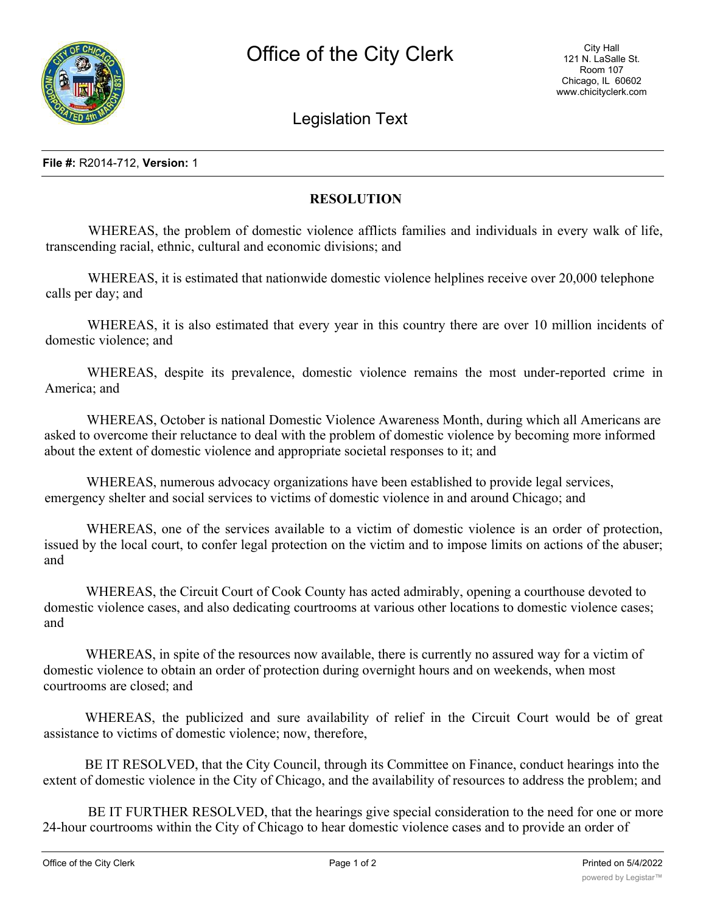# Office of the City Clerk

City Hall
121 N. LaSalle St.
Room 107
Chicago, IL 60602
www.chicityclerk.com

## Legislation Text

**File #:** R2014-712, **Version:** 1

### RESOLUTION

WHEREAS, the problem of domestic violence afflicts families and individuals in every walk of life, transcending racial, ethnic, cultural and economic divisions; and

WHEREAS, it is estimated that nationwide domestic violence helplines receive over 20,000 telephone calls per day; and

WHEREAS, it is also estimated that every year in this country there are over 10 million incidents of domestic violence; and

WHEREAS, despite its prevalence, domestic violence remains the most under-reported crime in America; and

WHEREAS, October is national Domestic Violence Awareness Month, during which all Americans are asked to overcome their reluctance to deal with the problem of domestic violence by becoming more informed about the extent of domestic violence and appropriate societal responses to it; and

WHEREAS, numerous advocacy organizations have been established to provide legal services, emergency shelter and social services to victims of domestic violence in and around Chicago; and

WHEREAS, one of the services available to a victim of domestic violence is an order of protection, issued by the local court, to confer legal protection on the victim and to impose limits on actions of the abuser; and

WHEREAS, the Circuit Court of Cook County has acted admirably, opening a courthouse devoted to domestic violence cases, and also dedicating courtrooms at various other locations to domestic violence cases; and

WHEREAS, in spite of the resources now available, there is currently no assured way for a victim of domestic violence to obtain an order of protection during overnight hours and on weekends, when most courtrooms are closed; and

WHEREAS, the publicized and sure availability of relief in the Circuit Court would be of great assistance to victims of domestic violence; now, therefore,

BE IT RESOLVED, that the City Council, through its Committee on Finance, conduct hearings into the extent of domestic violence in the City of Chicago, and the availability of resources to address the problem; and

BE IT FURTHER RESOLVED, that the hearings give special consideration to the need for one or more 24-hour courtrooms within the City of Chicago to hear domestic violence cases and to provide an order of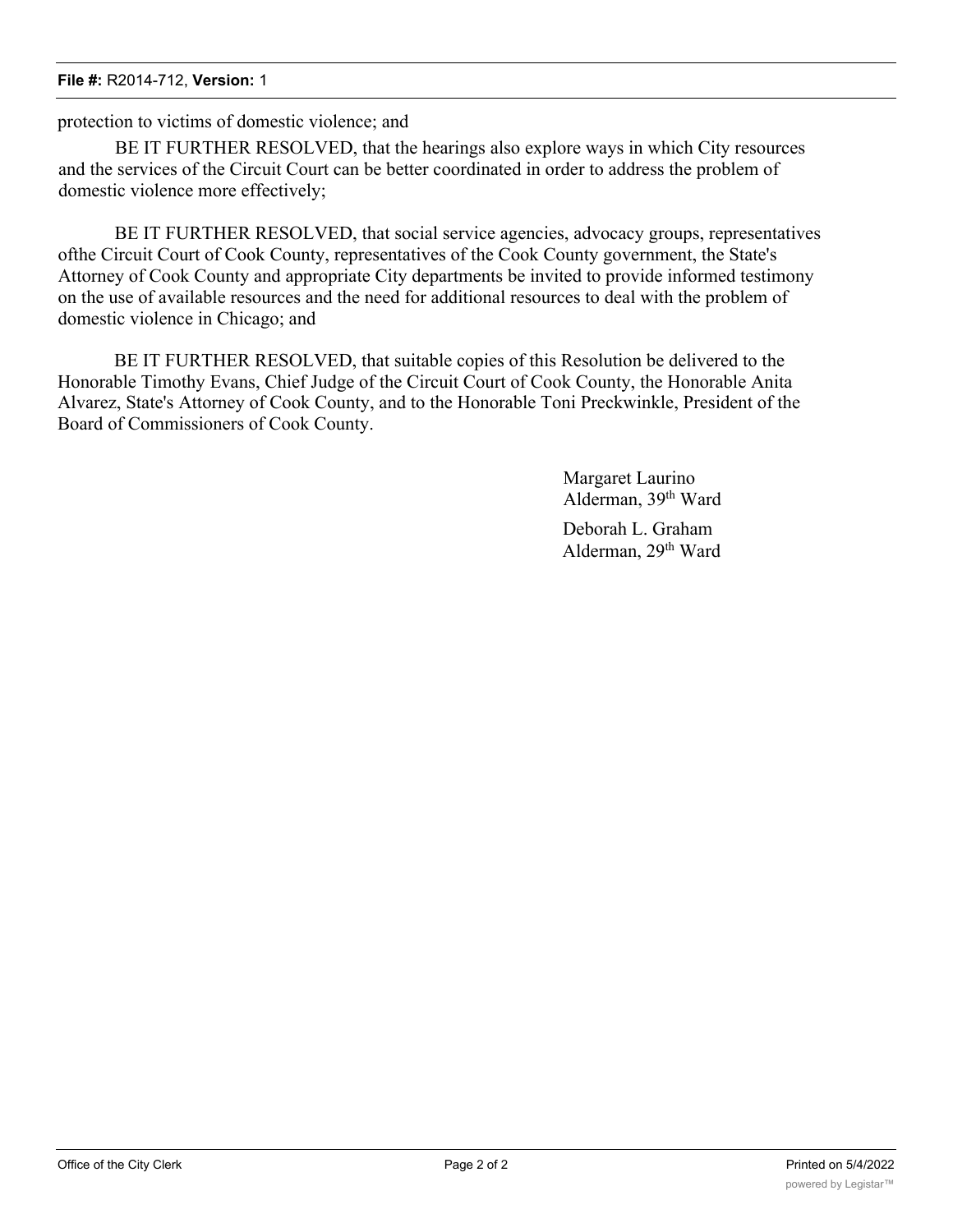protection to victims of domestic violence; and

BE IT FURTHER RESOLVED, that the hearings also explore ways in which City resources and the services of the Circuit Court can be better coordinated in order to address the problem of domestic violence more effectively;

BE IT FURTHER RESOLVED, that social service agencies, advocacy groups, representatives ofthe Circuit Court of Cook County, representatives of the Cook County government, the State's Attorney of Cook County and appropriate City departments be invited to provide informed testimony on the use of available resources and the need for additional resources to deal with the problem of domestic violence in Chicago; and

BE IT FURTHER RESOLVED, that suitable copies of this Resolution be delivered to the Honorable Timothy Evans, Chief Judge of the Circuit Court of Cook County, the Honorable Anita Alvarez, State's Attorney of Cook County, and to the Honorable Toni Preckwinkle, President of the Board of Commissioners of Cook County.

Margaret Laurino
Alderman, 39th Ward

Deborah L. Graham
Alderman, 29th Ward